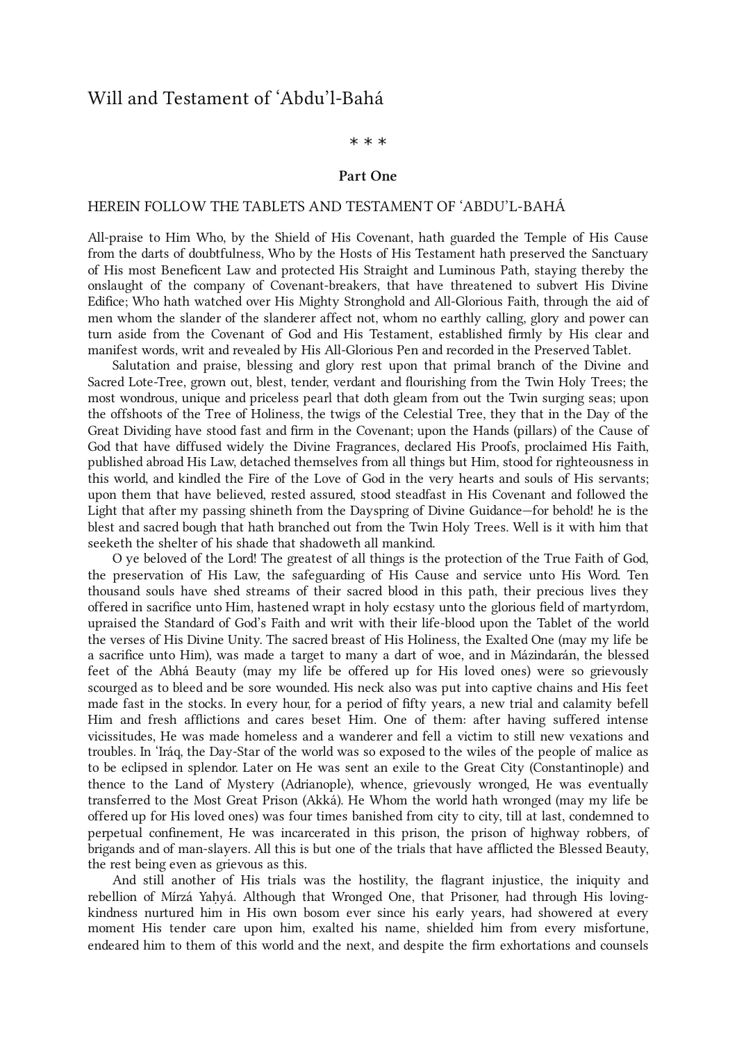# Will and Testament of ʻAbdu'l-Bahá

\* \* \*

### Part One

## HEREIN FOLLOW THE TABLETS AND TESTAMENT OF ʻABDU'L-BAHÁ

All-praise to Him Who, by the Shield of His Covenant, hath guarded the Temple of His Cause from the darts of doubtfulness, Who by the Hosts of His Testament hath preserved the Sanctuary of His most Beneficent Law and protected His Straight and Luminous Path, staying thereby the onslaught of the company of Covenant-breakers, that have threatened to subvert His Divine Edifice; Who hath watched over His Mighty Stronghold and All-Glorious Faith, through the aid of men whom the slander of the slanderer affect not, whom no earthly calling, glory and power can turn aside from the Covenant of God and His Testament, established firmly by His clear and manifest words, writ and revealed by His All-Glorious Pen and recorded in the Preserved Tablet.

Salutation and praise, blessing and glory rest upon that primal branch of the Divine and Sacred Lote-Tree, grown out, blest, tender, verdant and flourishing from the Twin Holy Trees; the most wondrous, unique and priceless pearl that doth gleam from out the Twin surging seas; upon the offshoots of the Tree of Holiness, the twigs of the Celestial Tree, they that in the Day of the Great Dividing have stood fast and firm in the Covenant; upon the Hands (pillars) of the Cause of God that have diffused widely the Divine Fragrances, declared His Proofs, proclaimed His Faith, published abroad His Law, detached themselves from all things but Him, stood for righteousness in this world, and kindled the Fire of the Love of God in the very hearts and souls of His servants; upon them that have believed, rested assured, stood steadfast in His Covenant and followed the Light that after my passing shineth from the Dayspring of Divine Guidance—for behold! he is the blest and sacred bough that hath branched out from the Twin Holy Trees. Well is it with him that seeketh the shelter of his shade that shadoweth all mankind.

O ye beloved of the Lord! The greatest of all things is the protection of the True Faith of God, the preservation of His Law, the safeguarding of His Cause and service unto His Word. Ten thousand souls have shed streams of their sacred blood in this path, their precious lives they offered in sacrifice unto Him, hastened wrapt in holy ecstasy unto the glorious field of martyrdom, upraised the Standard of God's Faith and writ with their life-blood upon the Tablet of the world the verses of His Divine Unity. The sacred breast of His Holiness, the Exalted One (may my life be a sacrifice unto Him), was made a target to many a dart of woe, and in Mázindarán, the blessed feet of the Abhá Beauty (may my life be offered up for His loved ones) were so grievously scourged as to bleed and be sore wounded. His neck also was put into captive chains and His feet made fast in the stocks. In every hour, for a period of fifty years, a new trial and calamity befell Him and fresh afflictions and cares beset Him. One of them: after having suffered intense vicissitudes, He was made homeless and a wanderer and fell a victim to still new vexations and troubles. In ʻIráq, the Day-Star of the world was so exposed to the wiles of the people of malice as to be eclipsed in splendor. Later on He was sent an exile to the Great City (Constantinople) and thence to the Land of Mystery (Adrianople), whence, grievously wronged, He was eventually transferred to the Most Great Prison (Akká). He Whom the world hath wronged (may my life be offered up for His loved ones) was four times banished from city to city, till at last, condemned to perpetual confinement, He was incarcerated in this prison, the prison of highway robbers, of brigands and of man-slayers. All this is but one of the trials that have afflicted the Blessed Beauty, the rest being even as grievous as this.

And still another of His trials was the hostility, the flagrant injustice, the iniquity and rebellion of Mírzá Yaḥyá. Although that Wronged One, that Prisoner, had through His loving-kindness nurtured him in His own bosom ever since his early years, had showered at every moment His tender care upon him, exalted his name, shielded him from every misfortune, endeared him to them of this world and the next, and despite the firm exhortations and counsels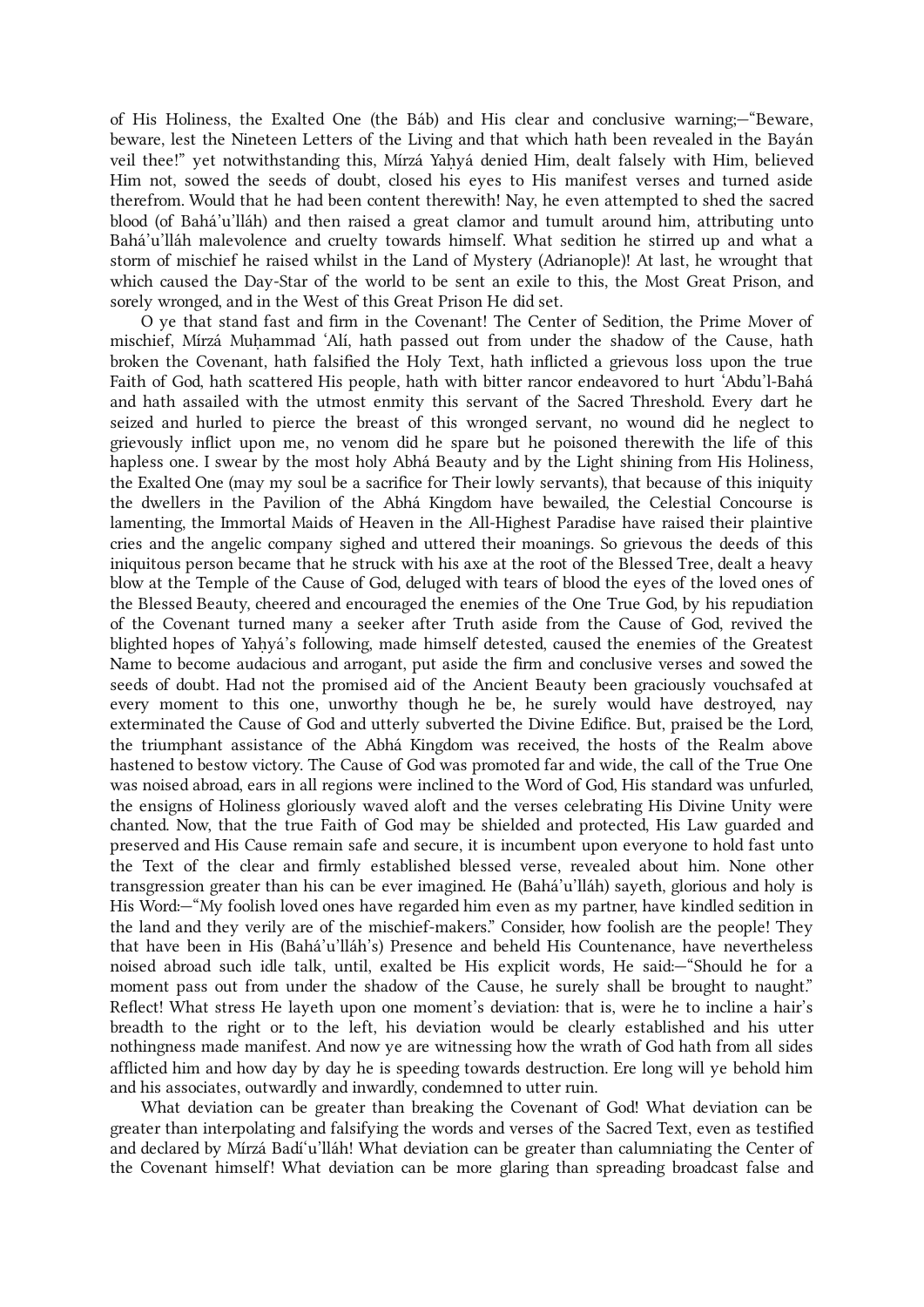of His Holiness, the Exalted One (the Báb) and His clear and conclusive warning;—"Beware, beware, lest the Nineteen Letters of the Living and that which hath been revealed in the Bayán veil thee!" yet notwithstanding this, Mírzá Yaḥyá denied Him, dealt falsely with Him, believed Him not, sowed the seeds of doubt, closed his eyes to His manifest verses and turned aside therefrom. Would that he had been content therewith! Nay, he even attempted to shed the sacred blood (of Bahá'u'lláh) and then raised a great clamor and tumult around him, attributing unto Bahá'u'lláh malevolence and cruelty towards himself. What sedition he stirred up and what a storm of mischief he raised whilst in the Land of Mystery (Adrianople)! At last, he wrought that which caused the Day-Star of the world to be sent an exile to this, the Most Great Prison, and sorely wronged, and in the West of this Great Prison He did set.

O ye that stand fast and firm in the Covenant! The Center of Sedition, the Prime Mover of mischief, Mírzá Muḥammad 'Alí, hath passed out from under the shadow of the Cause, hath broken the Covenant, hath falsified the Holy Text, hath inflicted a grievous loss upon the true Faith of God, hath scattered His people, hath with bitter rancor endeavored to hurt 'Abdu'l-Bahá and hath assailed with the utmost enmity this servant of the Sacred Threshold. Every dart he seized and hurled to pierce the breast of this wronged servant, no wound did he neglect to grievously inflict upon me, no venom did he spare but he poisoned therewith the life of this hapless one. I swear by the most holy Abhá Beauty and by the Light shining from His Holiness, the Exalted One (may my soul be a sacrifice for Their lowly servants), that because of this iniquity the dwellers in the Pavilion of the Abhá Kingdom have bewailed, the Celestial Concourse is lamenting, the Immortal Maids of Heaven in the All-Highest Paradise have raised their plaintive cries and the angelic company sighed and uttered their moanings. So grievous the deeds of this iniquitous person became that he struck with his axe at the root of the Blessed Tree, dealt a heavy blow at the Temple of the Cause of God, deluged with tears of blood the eyes of the loved ones of the Blessed Beauty, cheered and encouraged the enemies of the One True God, by his repudiation of the Covenant turned many a seeker after Truth aside from the Cause of God, revived the blighted hopes of Yaḥyá's following, made himself detested, caused the enemies of the Greatest Name to become audacious and arrogant, put aside the firm and conclusive verses and sowed the seeds of doubt. Had not the promised aid of the Ancient Beauty been graciously vouchsafed at every moment to this one, unworthy though he be, he surely would have destroyed, nay exterminated the Cause of God and utterly subverted the Divine Edifice. But, praised be the Lord, the triumphant assistance of the Abhá Kingdom was received, the hosts of the Realm above hastened to bestow victory. The Cause of God was promoted far and wide, the call of the True One was noised abroad, ears in all regions were inclined to the Word of God, His standard was unfurled, the ensigns of Holiness gloriously waved aloft and the verses celebrating His Divine Unity were chanted. Now, that the true Faith of God may be shielded and protected, His Law guarded and preserved and His Cause remain safe and secure, it is incumbent upon everyone to hold fast unto the Text of the clear and firmly established blessed verse, revealed about him. None other transgression greater than his can be ever imagined. He (Bahá'u'lláh) sayeth, glorious and holy is His Word:—"My foolish loved ones have regarded him even as my partner, have kindled sedition in the land and they verily are of the mischief-makers." Consider, how foolish are the people! They that have been in His (Bahá'u'lláh's) Presence and beheld His Countenance, have nevertheless noised abroad such idle talk, until, exalted be His explicit words, He said:—"Should he for a moment pass out from under the shadow of the Cause, he surely shall be brought to naught." Reflect! What stress He layeth upon one moment's deviation: that is, were he to incline a hair's breadth to the right or to the left, his deviation would be clearly established and his utter nothingness made manifest. And now ye are witnessing how the wrath of God hath from all sides afflicted him and how day by day he is speeding towards destruction. Ere long will ye behold him and his associates, outwardly and inwardly, condemned to utter ruin.

What deviation can be greater than breaking the Covenant of God! What deviation can be greater than interpolating and falsifying the words and verses of the Sacred Text, even as testified and declared by Mírzá Badí'u'lláh! What deviation can be greater than calumniating the Center of the Covenant himself! What deviation can be more glaring than spreading broadcast false and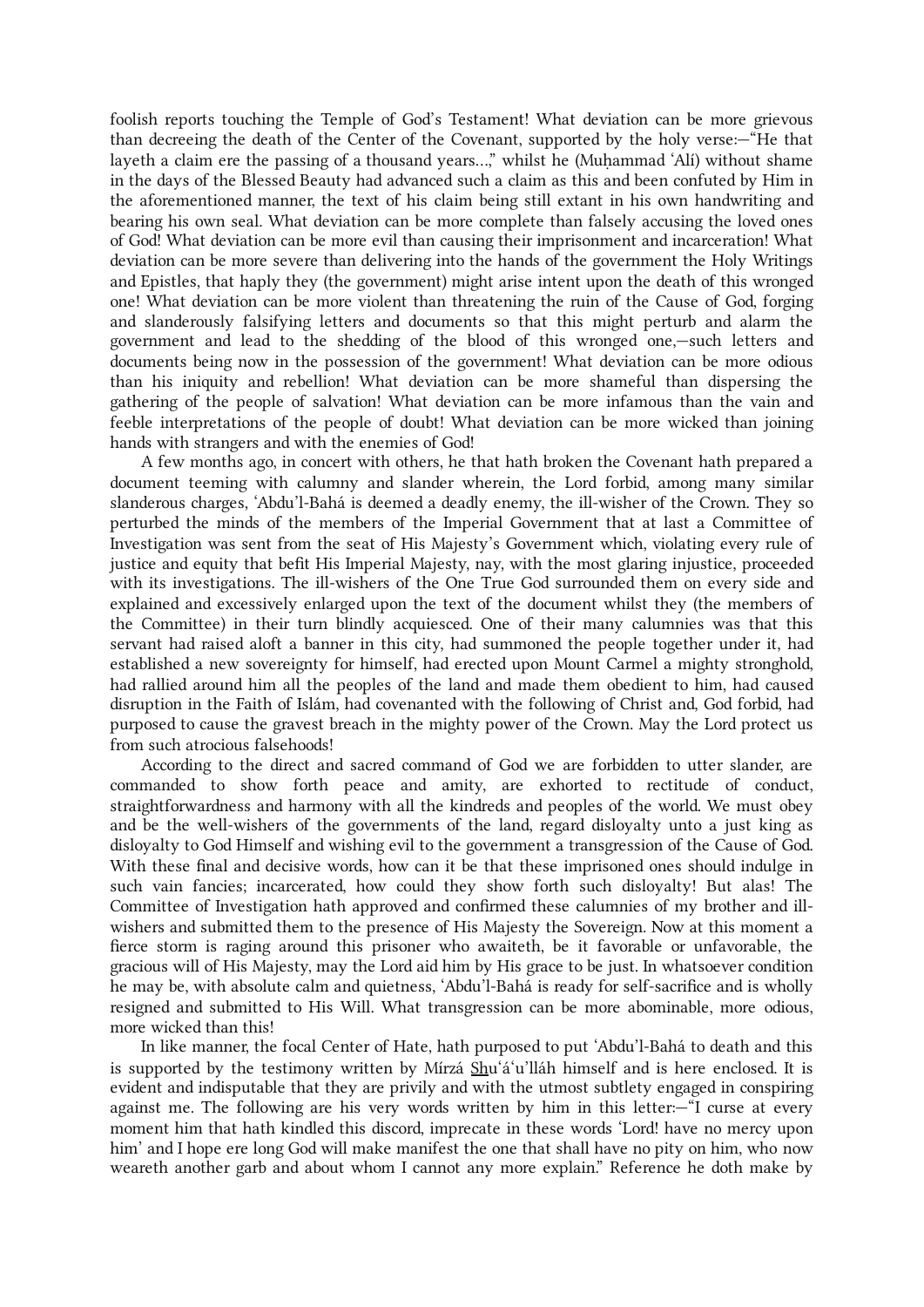foolish reports touching the Temple of God's Testament! What deviation can be more grievous than decreeing the death of the Center of the Covenant, supported by the holy verse:—"He that layeth a claim ere the passing of a thousand years…," whilst he (Muḥammad 'Alí) without shame in the days of the Blessed Beauty had advanced such a claim as this and been confuted by Him in the aforementioned manner, the text of his claim being still extant in his own handwriting and bearing his own seal. What deviation can be more complete than falsely accusing the loved ones of God! What deviation can be more evil than causing their imprisonment and incarceration! What deviation can be more severe than delivering into the hands of the government the Holy Writings and Epistles, that haply they (the government) might arise intent upon the death of this wronged one! What deviation can be more violent than threatening the ruin of the Cause of God, forging and slanderously falsifying letters and documents so that this might perturb and alarm the government and lead to the shedding of the blood of this wronged one,—such letters and documents being now in the possession of the government! What deviation can be more odious than his iniquity and rebellion! What deviation can be more shameful than dispersing the gathering of the people of salvation! What deviation can be more infamous than the vain and feeble interpretations of the people of doubt! What deviation can be more wicked than joining hands with strangers and with the enemies of God!

A few months ago, in concert with others, he that hath broken the Covenant hath prepared a document teeming with calumny and slander wherein, the Lord forbid, among many similar slanderous charges, 'Abdu'l-Bahá is deemed a deadly enemy, the ill-wisher of the Crown. They so perturbed the minds of the members of the Imperial Government that at last a Committee of Investigation was sent from the seat of His Majesty's Government which, violating every rule of justice and equity that befit His Imperial Majesty, nay, with the most glaring injustice, proceeded with its investigations. The ill-wishers of the One True God surrounded them on every side and explained and excessively enlarged upon the text of the document whilst they (the members of the Committee) in their turn blindly acquiesced. One of their many calumnies was that this servant had raised aloft a banner in this city, had summoned the people together under it, had established a new sovereignty for himself, had erected upon Mount Carmel a mighty stronghold, had rallied around him all the peoples of the land and made them obedient to him, had caused disruption in the Faith of Islám, had covenanted with the following of Christ and, God forbid, had purposed to cause the gravest breach in the mighty power of the Crown. May the Lord protect us from such atrocious falsehoods!

According to the direct and sacred command of God we are forbidden to utter slander, are commanded to show forth peace and amity, are exhorted to rectitude of conduct, straightforwardness and harmony with all the kindreds and peoples of the world. We must obey and be the well-wishers of the governments of the land, regard disloyalty unto a just king as disloyalty to God Himself and wishing evil to the government a transgression of the Cause of God. With these final and decisive words, how can it be that these imprisoned ones should indulge in such vain fancies; incarcerated, how could they show forth such disloyalty! But alas! The Committee of Investigation hath approved and confirmed these calumnies of my brother and ill-wishers and submitted them to the presence of His Majesty the Sovereign. Now at this moment a fierce storm is raging around this prisoner who awaiteth, be it favorable or unfavorable, the gracious will of His Majesty, may the Lord aid him by His grace to be just. In whatsoever condition he may be, with absolute calm and quietness, 'Abdu'l-Bahá is ready for self-sacrifice and is wholly resigned and submitted to His Will. What transgression can be more abominable, more odious, more wicked than this!

In like manner, the focal Center of Hate, hath purposed to put 'Abdu'l-Bahá to death and this is supported by the testimony written by Mírzá Shu'á'u'lláh himself and is here enclosed. It is evident and indisputable that they are privily and with the utmost subtlety engaged in conspiring against me. The following are his very words written by him in this letter:—"I curse at every moment him that hath kindled this discord, imprecate in these words 'Lord! have no mercy upon him' and I hope ere long God will make manifest the one that shall have no pity on him, who now weareth another garb and about whom I cannot any more explain." Reference he doth make by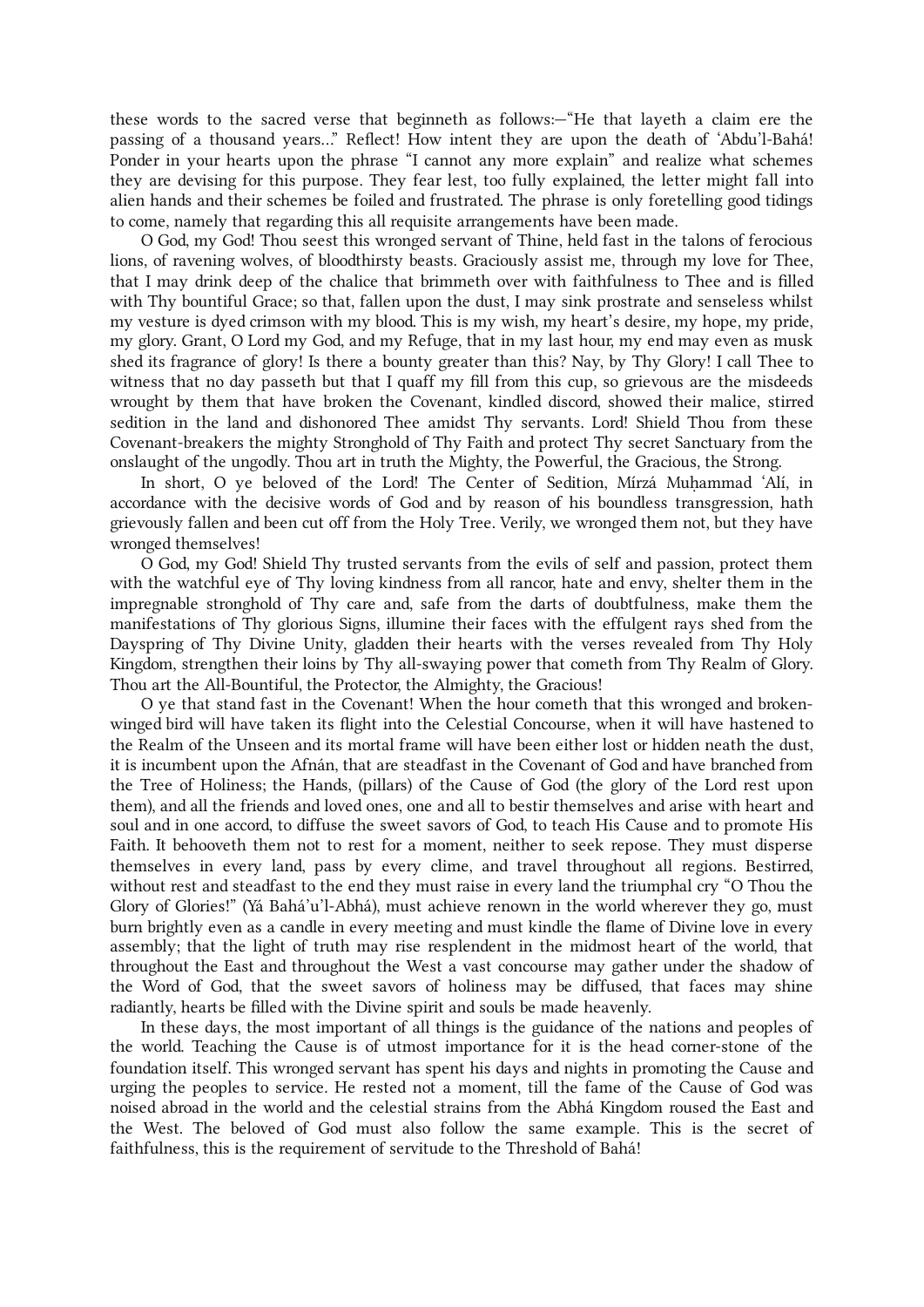these words to the sacred verse that beginneth as follows:—“He that layeth a claim ere the passing of a thousand years...” Reflect! How intent they are upon the death of ‘Abdu’l-Bahá! Ponder in your hearts upon the phrase “I cannot any more explain” and realize what schemes they are devising for this purpose. They fear lest, too fully explained, the letter might fall into alien hands and their schemes be foiled and frustrated. The phrase is only foretelling good tidings to come, namely that regarding this all requisite arrangements have been made.

O God, my God! Thou seest this wronged servant of Thine, held fast in the talons of ferocious lions, of ravening wolves, of bloodthirsty beasts. Graciously assist me, through my love for Thee, that I may drink deep of the chalice that brimmeth over with faithfulness to Thee and is filled with Thy bountiful Grace; so that, fallen upon the dust, I may sink prostrate and senseless whilst my vesture is dyed crimson with my blood. This is my wish, my heart’s desire, my hope, my pride, my glory. Grant, O Lord my God, and my Refuge, that in my last hour, my end may even as musk shed its fragrance of glory! Is there a bounty greater than this? Nay, by Thy Glory! I call Thee to witness that no day passeth but that I quaff my fill from this cup, so grievous are the misdeeds wrought by them that have broken the Covenant, kindled discord, showed their malice, stirred sedition in the land and dishonored Thee amidst Thy servants. Lord! Shield Thou from these Covenant-breakers the mighty Stronghold of Thy Faith and protect Thy secret Sanctuary from the onslaught of the ungodly. Thou art in truth the Mighty, the Powerful, the Gracious, the Strong.

In short, O ye beloved of the Lord! The Center of Sedition, Mírzá Muḥammad ‘Alí, in accordance with the decisive words of God and by reason of his boundless transgression, hath grievously fallen and been cut off from the Holy Tree. Verily, we wronged them not, but they have wronged themselves!

O God, my God! Shield Thy trusted servants from the evils of self and passion, protect them with the watchful eye of Thy loving kindness from all rancor, hate and envy, shelter them in the impregnable stronghold of Thy care and, safe from the darts of doubtfulness, make them the manifestations of Thy glorious Signs, illumine their faces with the effulgent rays shed from the Dayspring of Thy Divine Unity, gladden their hearts with the verses revealed from Thy Holy Kingdom, strengthen their loins by Thy all-swaying power that cometh from Thy Realm of Glory. Thou art the All-Bountiful, the Protector, the Almighty, the Gracious!

O ye that stand fast in the Covenant! When the hour cometh that this wronged and broken-winged bird will have taken its flight into the Celestial Concourse, when it will have hastened to the Realm of the Unseen and its mortal frame will have been either lost or hidden neath the dust, it is incumbent upon the Afnán, that are steadfast in the Covenant of God and have branched from the Tree of Holiness; the Hands, (pillars) of the Cause of God (the glory of the Lord rest upon them), and all the friends and loved ones, one and all to bestir themselves and arise with heart and soul and in one accord, to diffuse the sweet savors of God, to teach His Cause and to promote His Faith. It behooveth them not to rest for a moment, neither to seek repose. They must disperse themselves in every land, pass by every clime, and travel throughout all regions. Bestirred, without rest and steadfast to the end they must raise in every land the triumphal cry “O Thou the Glory of Glories!” (Yá Bahá’u’l-Abhá), must achieve renown in the world wherever they go, must burn brightly even as a candle in every meeting and must kindle the flame of Divine love in every assembly; that the light of truth may rise resplendent in the midmost heart of the world, that throughout the East and throughout the West a vast concourse may gather under the shadow of the Word of God, that the sweet savors of holiness may be diffused, that faces may shine radiantly, hearts be filled with the Divine spirit and souls be made heavenly.

In these days, the most important of all things is the guidance of the nations and peoples of the world. Teaching the Cause is of utmost importance for it is the head corner-stone of the foundation itself. This wronged servant has spent his days and nights in promoting the Cause and urging the peoples to service. He rested not a moment, till the fame of the Cause of God was noised abroad in the world and the celestial strains from the Abhá Kingdom roused the East and the West. The beloved of God must also follow the same example. This is the secret of faithfulness, this is the requirement of servitude to the Threshold of Bahá!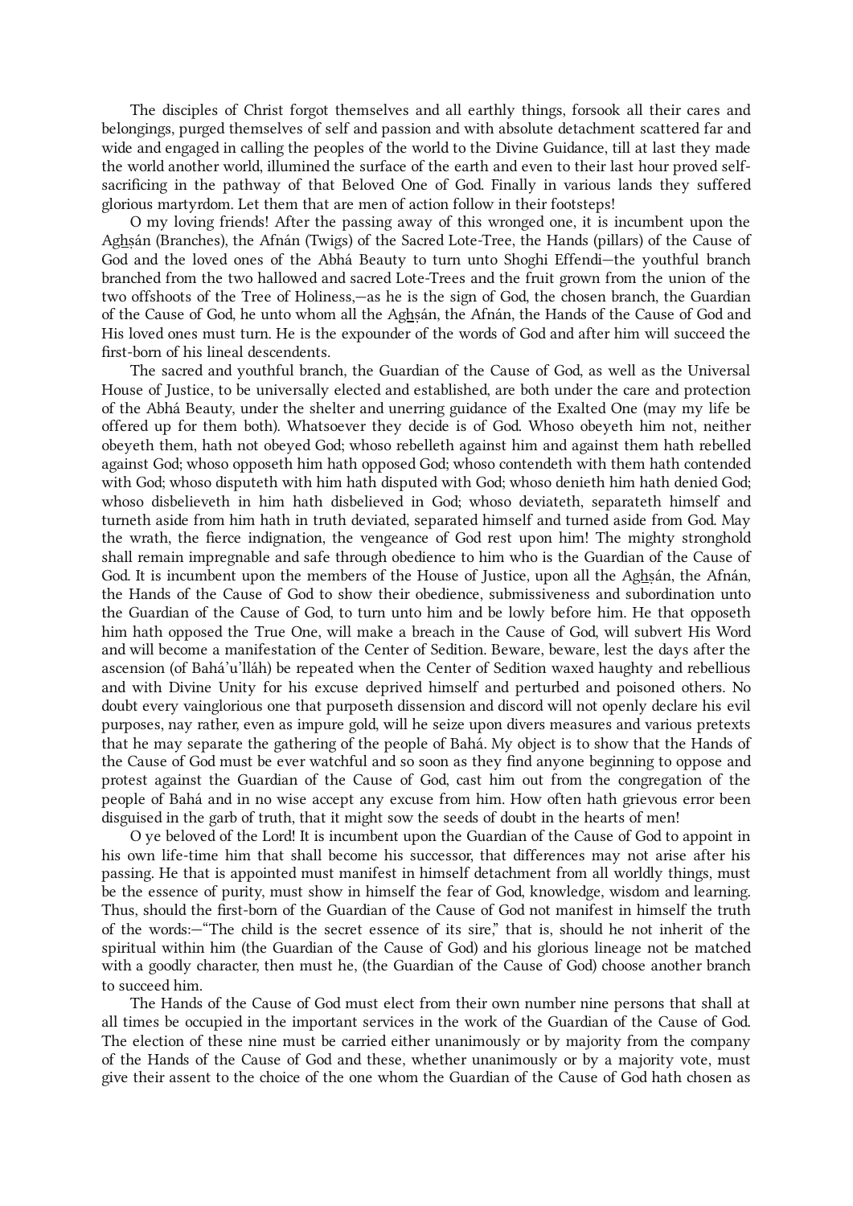The disciples of Christ forgot themselves and all earthly things, forsook all their cares and belongings, purged themselves of self and passion and with absolute detachment scattered far and wide and engaged in calling the peoples of the world to the Divine Guidance, till at last they made the world another world, illumined the surface of the earth and even to their last hour proved self-sacrificing in the pathway of that Beloved One of God. Finally in various lands they suffered glorious martyrdom. Let them that are men of action follow in their footsteps!

O my loving friends! After the passing away of this wronged one, it is incumbent upon the Aghṣán (Branches), the Afnán (Twigs) of the Sacred Lote-Tree, the Hands (pillars) of the Cause of God and the loved ones of the Abhá Beauty to turn unto Shoghi Effendi—the youthful branch branched from the two hallowed and sacred Lote-Trees and the fruit grown from the union of the two offshoots of the Tree of Holiness,—as he is the sign of God, the chosen branch, the Guardian of the Cause of God, he unto whom all the Aghṣán, the Afnán, the Hands of the Cause of God and His loved ones must turn. He is the expounder of the words of God and after him will succeed the first-born of his lineal descendents.

The sacred and youthful branch, the Guardian of the Cause of God, as well as the Universal House of Justice, to be universally elected and established, are both under the care and protection of the Abhá Beauty, under the shelter and unerring guidance of the Exalted One (may my life be offered up for them both). Whatsoever they decide is of God. Whoso obeyeth him not, neither obeyeth them, hath not obeyed God; whoso rebelleth against him and against them hath rebelled against God; whoso opposeth him hath opposed God; whoso contendeth with them hath contended with God; whoso disputeth with him hath disputed with God; whoso denieth him hath denied God; whoso disbelieveth in him hath disbelieved in God; whoso deviateth, separateth himself and turneth aside from him hath in truth deviated, separated himself and turned aside from God. May the wrath, the fierce indignation, the vengeance of God rest upon him! The mighty stronghold shall remain impregnable and safe through obedience to him who is the Guardian of the Cause of God. It is incumbent upon the members of the House of Justice, upon all the Aghṣán, the Afnán, the Hands of the Cause of God to show their obedience, submissiveness and subordination unto the Guardian of the Cause of God, to turn unto him and be lowly before him. He that opposeth him hath opposed the True One, will make a breach in the Cause of God, will subvert His Word and will become a manifestation of the Center of Sedition. Beware, beware, lest the days after the ascension (of Bahá'u'lláh) be repeated when the Center of Sedition waxed haughty and rebellious and with Divine Unity for his excuse deprived himself and perturbed and poisoned others. No doubt every vainglorious one that purposeth dissension and discord will not openly declare his evil purposes, nay rather, even as impure gold, will he seize upon divers measures and various pretexts that he may separate the gathering of the people of Bahá. My object is to show that the Hands of the Cause of God must be ever watchful and so soon as they find anyone beginning to oppose and protest against the Guardian of the Cause of God, cast him out from the congregation of the people of Bahá and in no wise accept any excuse from him. How often hath grievous error been disguised in the garb of truth, that it might sow the seeds of doubt in the hearts of men!

O ye beloved of the Lord! It is incumbent upon the Guardian of the Cause of God to appoint in his own life-time him that shall become his successor, that differences may not arise after his passing. He that is appointed must manifest in himself detachment from all worldly things, must be the essence of purity, must show in himself the fear of God, knowledge, wisdom and learning. Thus, should the first-born of the Guardian of the Cause of God not manifest in himself the truth of the words:—"The child is the secret essence of its sire," that is, should he not inherit of the spiritual within him (the Guardian of the Cause of God) and his glorious lineage not be matched with a goodly character, then must he, (the Guardian of the Cause of God) choose another branch to succeed him.

The Hands of the Cause of God must elect from their own number nine persons that shall at all times be occupied in the important services in the work of the Guardian of the Cause of God. The election of these nine must be carried either unanimously or by majority from the company of the Hands of the Cause of God and these, whether unanimously or by a majority vote, must give their assent to the choice of the one whom the Guardian of the Cause of God hath chosen as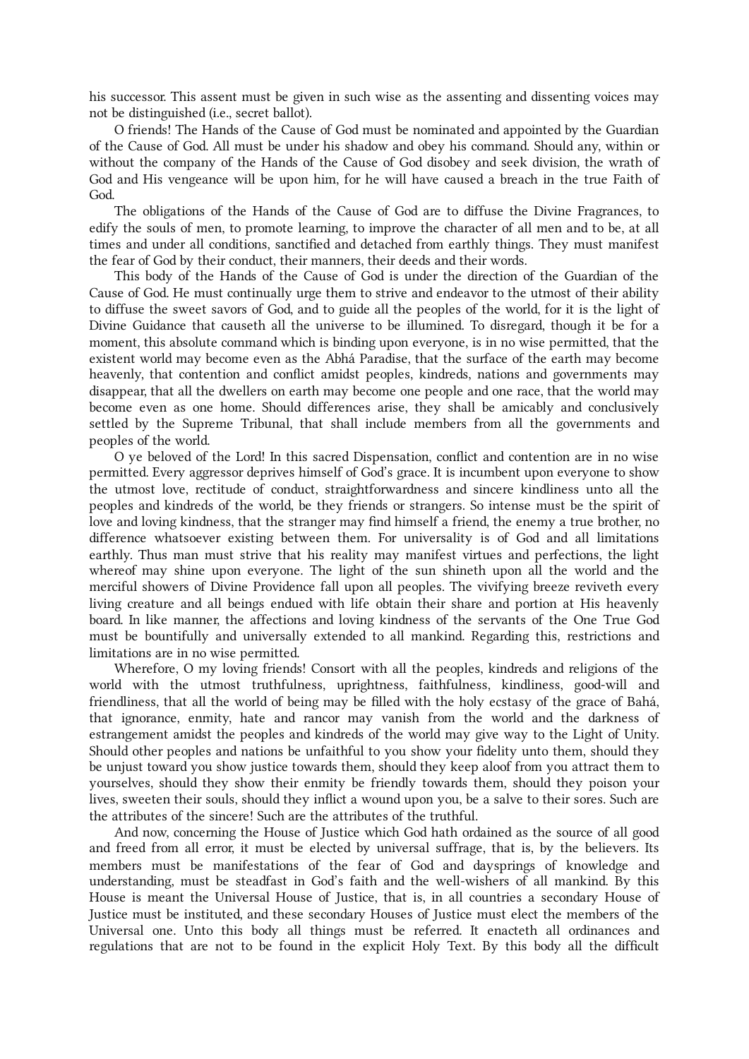his successor. This assent must be given in such wise as the assenting and dissenting voices may not be distinguished (i.e., secret ballot).

O friends! The Hands of the Cause of God must be nominated and appointed by the Guardian of the Cause of God. All must be under his shadow and obey his command. Should any, within or without the company of the Hands of the Cause of God disobey and seek division, the wrath of God and His vengeance will be upon him, for he will have caused a breach in the true Faith of God.

The obligations of the Hands of the Cause of God are to diffuse the Divine Fragrances, to edify the souls of men, to promote learning, to improve the character of all men and to be, at all times and under all conditions, sanctified and detached from earthly things. They must manifest the fear of God by their conduct, their manners, their deeds and their words.

This body of the Hands of the Cause of God is under the direction of the Guardian of the Cause of God. He must continually urge them to strive and endeavor to the utmost of their ability to diffuse the sweet savors of God, and to guide all the peoples of the world, for it is the light of Divine Guidance that causeth all the universe to be illumined. To disregard, though it be for a moment, this absolute command which is binding upon everyone, is in no wise permitted, that the existent world may become even as the Abhá Paradise, that the surface of the earth may become heavenly, that contention and conflict amidst peoples, kindreds, nations and governments may disappear, that all the dwellers on earth may become one people and one race, that the world may become even as one home. Should differences arise, they shall be amicably and conclusively settled by the Supreme Tribunal, that shall include members from all the governments and peoples of the world.

O ye beloved of the Lord! In this sacred Dispensation, conflict and contention are in no wise permitted. Every aggressor deprives himself of God's grace. It is incumbent upon everyone to show the utmost love, rectitude of conduct, straightforwardness and sincere kindliness unto all the peoples and kindreds of the world, be they friends or strangers. So intense must be the spirit of love and loving kindness, that the stranger may find himself a friend, the enemy a true brother, no difference whatsoever existing between them. For universality is of God and all limitations earthly. Thus man must strive that his reality may manifest virtues and perfections, the light whereof may shine upon everyone. The light of the sun shineth upon all the world and the merciful showers of Divine Providence fall upon all peoples. The vivifying breeze reviveth every living creature and all beings endued with life obtain their share and portion at His heavenly board. In like manner, the affections and loving kindness of the servants of the One True God must be bountifully and universally extended to all mankind. Regarding this, restrictions and limitations are in no wise permitted.

Wherefore, O my loving friends! Consort with all the peoples, kindreds and religions of the world with the utmost truthfulness, uprightness, faithfulness, kindliness, good-will and friendliness, that all the world of being may be filled with the holy ecstasy of the grace of Bahá, that ignorance, enmity, hate and rancor may vanish from the world and the darkness of estrangement amidst the peoples and kindreds of the world may give way to the Light of Unity. Should other peoples and nations be unfaithful to you show your fidelity unto them, should they be unjust toward you show justice towards them, should they keep aloof from you attract them to yourselves, should they show their enmity be friendly towards them, should they poison your lives, sweeten their souls, should they inflict a wound upon you, be a salve to their sores. Such are the attributes of the sincere! Such are the attributes of the truthful.

And now, concerning the House of Justice which God hath ordained as the source of all good and freed from all error, it must be elected by universal suffrage, that is, by the believers. Its members must be manifestations of the fear of God and daysprings of knowledge and understanding, must be steadfast in God's faith and the well-wishers of all mankind. By this House is meant the Universal House of Justice, that is, in all countries a secondary House of Justice must be instituted, and these secondary Houses of Justice must elect the members of the Universal one. Unto this body all things must be referred. It enacteth all ordinances and regulations that are not to be found in the explicit Holy Text. By this body all the difficult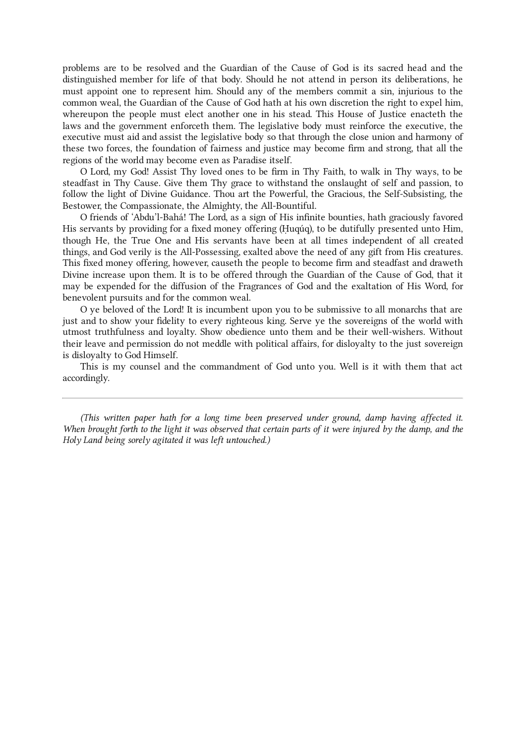problems are to be resolved and the Guardian of the Cause of God is its sacred head and the distinguished member for life of that body. Should he not attend in person its deliberations, he must appoint one to represent him. Should any of the members commit a sin, injurious to the common weal, the Guardian of the Cause of God hath at his own discretion the right to expel him, whereupon the people must elect another one in his stead. This House of Justice enacteth the laws and the government enforceth them. The legislative body must reinforce the executive, the executive must aid and assist the legislative body so that through the close union and harmony of these two forces, the foundation of fairness and justice may become firm and strong, that all the regions of the world may become even as Paradise itself.

O Lord, my God! Assist Thy loved ones to be firm in Thy Faith, to walk in Thy ways, to be steadfast in Thy Cause. Give them Thy grace to withstand the onslaught of self and passion, to follow the light of Divine Guidance. Thou art the Powerful, the Gracious, the Self-Subsisting, the Bestower, the Compassionate, the Almighty, the All-Bountiful.

O friends of ‘Abdu’l-Bahá! The Lord, as a sign of His infinite bounties, hath graciously favored His servants by providing for a fixed money offering (Ḥuqúq), to be dutifully presented unto Him, though He, the True One and His servants have been at all times independent of all created things, and God verily is the All-Possessing, exalted above the need of any gift from His creatures. This fixed money offering, however, causeth the people to become firm and steadfast and draweth Divine increase upon them. It is to be offered through the Guardian of the Cause of God, that it may be expended for the diffusion of the Fragrances of God and the exaltation of His Word, for benevolent pursuits and for the common weal.

O ye beloved of the Lord! It is incumbent upon you to be submissive to all monarchs that are just and to show your fidelity to every righteous king. Serve ye the sovereigns of the world with utmost truthfulness and loyalty. Show obedience unto them and be their well-wishers. Without their leave and permission do not meddle with political affairs, for disloyalty to the just sovereign is disloyalty to God Himself.

This is my counsel and the commandment of God unto you. Well is it with them that act accordingly.

---

*(This written paper hath for a long time been preserved under ground, damp having affected it. When brought forth to the light it was observed that certain parts of it were injured by the damp, and the Holy Land being sorely agitated it was left untouched.)*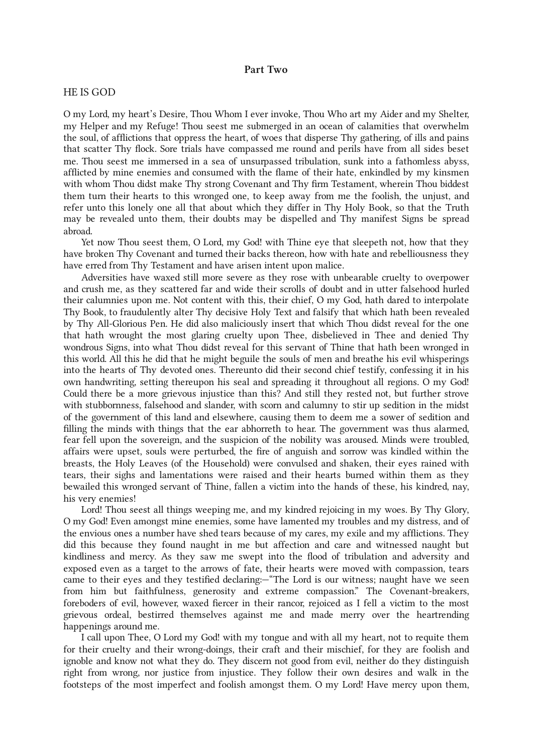## Part Two

HE IS GOD

O my Lord, my heart's Desire, Thou Whom I ever invoke, Thou Who art my Aider and my Shelter, my Helper and my Refuge! Thou seest me submerged in an ocean of calamities that overwhelm the soul, of afflictions that oppress the heart, of woes that disperse Thy gathering, of ills and pains that scatter Thy flock. Sore trials have compassed me round and perils have from all sides beset me. Thou seest me immersed in a sea of unsurpassed tribulation, sunk into a fathomless abyss, afflicted by mine enemies and consumed with the flame of their hate, enkindled by my kinsmen with whom Thou didst make Thy strong Covenant and Thy firm Testament, wherein Thou biddest them turn their hearts to this wronged one, to keep away from me the foolish, the unjust, and refer unto this lonely one all that about which they differ in Thy Holy Book, so that the Truth may be revealed unto them, their doubts may be dispelled and Thy manifest Signs be spread abroad.

Yet now Thou seest them, O Lord, my God! with Thine eye that sleepeth not, how that they have broken Thy Covenant and turned their backs thereon, how with hate and rebelliousness they have erred from Thy Testament and have arisen intent upon malice.

Adversities have waxed still more severe as they rose with unbearable cruelty to overpower and crush me, as they scattered far and wide their scrolls of doubt and in utter falsehood hurled their calumnies upon me. Not content with this, their chief, O my God, hath dared to interpolate Thy Book, to fraudulently alter Thy decisive Holy Text and falsify that which hath been revealed by Thy All-Glorious Pen. He did also maliciously insert that which Thou didst reveal for the one that hath wrought the most glaring cruelty upon Thee, disbelieved in Thee and denied Thy wondrous Signs, into what Thou didst reveal for this servant of Thine that hath been wronged in this world. All this he did that he might beguile the souls of men and breathe his evil whisperings into the hearts of Thy devoted ones. Thereunto did their second chief testify, confessing it in his own handwriting, setting thereupon his seal and spreading it throughout all regions. O my God! Could there be a more grievous injustice than this? And still they rested not, but further strove with stubbornness, falsehood and slander, with scorn and calumny to stir up sedition in the midst of the government of this land and elsewhere, causing them to deem me a sower of sedition and filling the minds with things that the ear abhorreth to hear. The government was thus alarmed, fear fell upon the sovereign, and the suspicion of the nobility was aroused. Minds were troubled, affairs were upset, souls were perturbed, the fire of anguish and sorrow was kindled within the breasts, the Holy Leaves (of the Household) were convulsed and shaken, their eyes rained with tears, their sighs and lamentations were raised and their hearts burned within them as they bewailed this wronged servant of Thine, fallen a victim into the hands of these, his kindred, nay, his very enemies!

Lord! Thou seest all things weeping me, and my kindred rejoicing in my woes. By Thy Glory, O my God! Even amongst mine enemies, some have lamented my troubles and my distress, and of the envious ones a number have shed tears because of my cares, my exile and my afflictions. They did this because they found naught in me but affection and care and witnessed naught but kindliness and mercy. As they saw me swept into the flood of tribulation and adversity and exposed even as a target to the arrows of fate, their hearts were moved with compassion, tears came to their eyes and they testified declaring:—"The Lord is our witness; naught have we seen from him but faithfulness, generosity and extreme compassion." The Covenant-breakers, foreboders of evil, however, waxed fiercer in their rancor, rejoiced as I fell a victim to the most grievous ordeal, bestirred themselves against me and made merry over the heartrending happenings around me.

I call upon Thee, O Lord my God! with my tongue and with all my heart, not to requite them for their cruelty and their wrong-doings, their craft and their mischief, for they are foolish and ignoble and know not what they do. They discern not good from evil, neither do they distinguish right from wrong, nor justice from injustice. They follow their own desires and walk in the footsteps of the most imperfect and foolish amongst them. O my Lord! Have mercy upon them,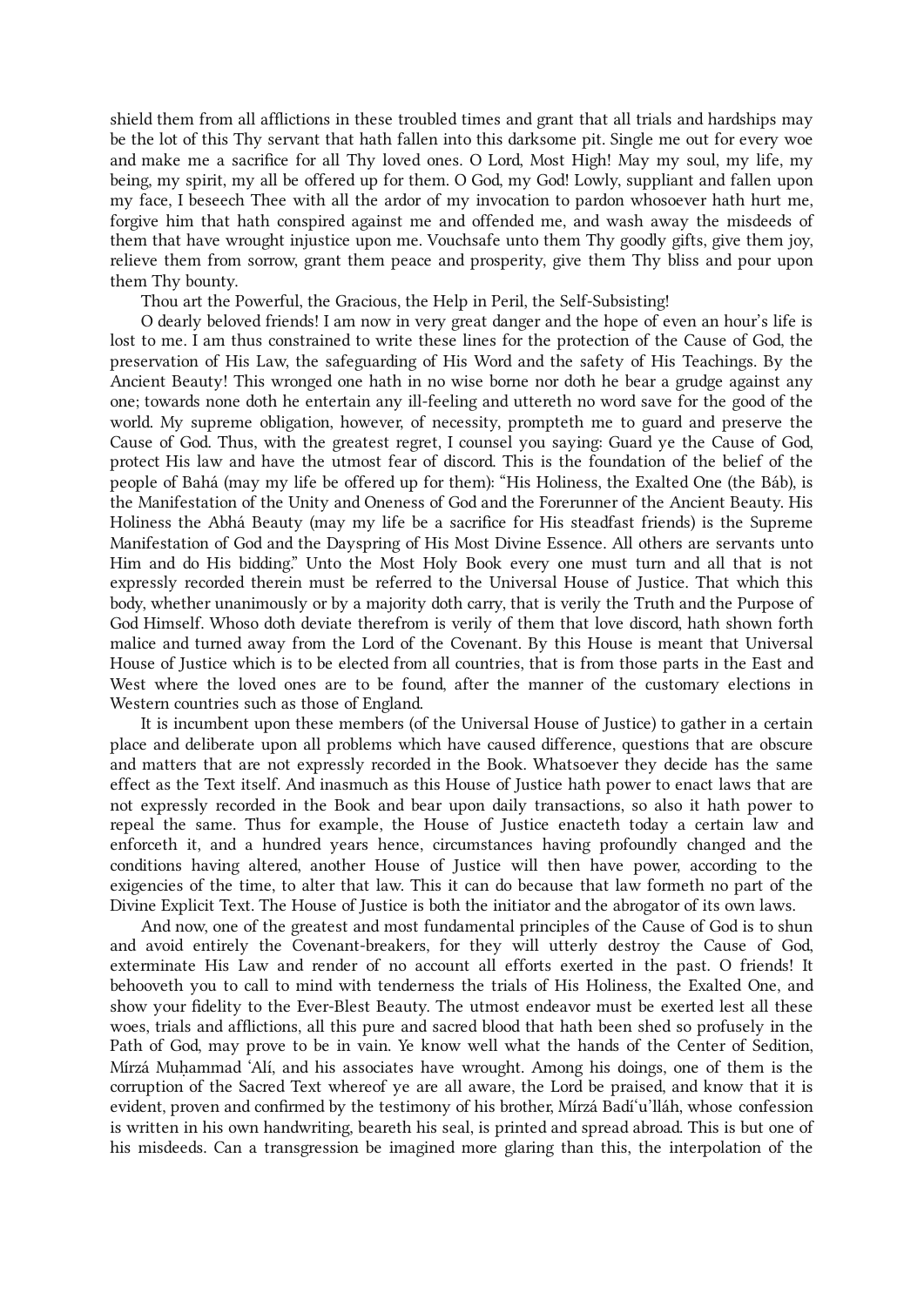shield them from all afflictions in these troubled times and grant that all trials and hardships may be the lot of this Thy servant that hath fallen into this darksome pit. Single me out for every woe and make me a sacrifice for all Thy loved ones. O Lord, Most High! May my soul, my life, my being, my spirit, my all be offered up for them. O God, my God! Lowly, suppliant and fallen upon my face, I beseech Thee with all the ardor of my invocation to pardon whosoever hath hurt me, forgive him that hath conspired against me and offended me, and wash away the misdeeds of them that have wrought injustice upon me. Vouchsafe unto them Thy goodly gifts, give them joy, relieve them from sorrow, grant them peace and prosperity, give them Thy bliss and pour upon them Thy bounty.

Thou art the Powerful, the Gracious, the Help in Peril, the Self-Subsisting!

O dearly beloved friends! I am now in very great danger and the hope of even an hour's life is lost to me. I am thus constrained to write these lines for the protection of the Cause of God, the preservation of His Law, the safeguarding of His Word and the safety of His Teachings. By the Ancient Beauty! This wronged one hath in no wise borne nor doth he bear a grudge against any one; towards none doth he entertain any ill-feeling and uttereth no word save for the good of the world. My supreme obligation, however, of necessity, prompteth me to guard and preserve the Cause of God. Thus, with the greatest regret, I counsel you saying: Guard ye the Cause of God, protect His law and have the utmost fear of discord. This is the foundation of the belief of the people of Bahá (may my life be offered up for them): "His Holiness, the Exalted One (the Báb), is the Manifestation of the Unity and Oneness of God and the Forerunner of the Ancient Beauty. His Holiness the Abhá Beauty (may my life be a sacrifice for His steadfast friends) is the Supreme Manifestation of God and the Dayspring of His Most Divine Essence. All others are servants unto Him and do His bidding." Unto the Most Holy Book every one must turn and all that is not expressly recorded therein must be referred to the Universal House of Justice. That which this body, whether unanimously or by a majority doth carry, that is verily the Truth and the Purpose of God Himself. Whoso doth deviate therefrom is verily of them that love discord, hath shown forth malice and turned away from the Lord of the Covenant. By this House is meant that Universal House of Justice which is to be elected from all countries, that is from those parts in the East and West where the loved ones are to be found, after the manner of the customary elections in Western countries such as those of England.

It is incumbent upon these members (of the Universal House of Justice) to gather in a certain place and deliberate upon all problems which have caused difference, questions that are obscure and matters that are not expressly recorded in the Book. Whatsoever they decide has the same effect as the Text itself. And inasmuch as this House of Justice hath power to enact laws that are not expressly recorded in the Book and bear upon daily transactions, so also it hath power to repeal the same. Thus for example, the House of Justice enacteth today a certain law and enforceth it, and a hundred years hence, circumstances having profoundly changed and the conditions having altered, another House of Justice will then have power, according to the exigencies of the time, to alter that law. This it can do because that law formeth no part of the Divine Explicit Text. The House of Justice is both the initiator and the abrogator of its own laws.

And now, one of the greatest and most fundamental principles of the Cause of God is to shun and avoid entirely the Covenant-breakers, for they will utterly destroy the Cause of God, exterminate His Law and render of no account all efforts exerted in the past. O friends! It behooveth you to call to mind with tenderness the trials of His Holiness, the Exalted One, and show your fidelity to the Ever-Blest Beauty. The utmost endeavor must be exerted lest all these woes, trials and afflictions, all this pure and sacred blood that hath been shed so profusely in the Path of God, may prove to be in vain. Ye know well what the hands of the Center of Sedition, Mírzá Muḥammad ʻAlí, and his associates have wrought. Among his doings, one of them is the corruption of the Sacred Text whereof ye are all aware, the Lord be praised, and know that it is evident, proven and confirmed by the testimony of his brother, Mírzá Badíʻu'lláh, whose confession is written in his own handwriting, beareth his seal, is printed and spread abroad. This is but one of his misdeeds. Can a transgression be imagined more glaring than this, the interpolation of the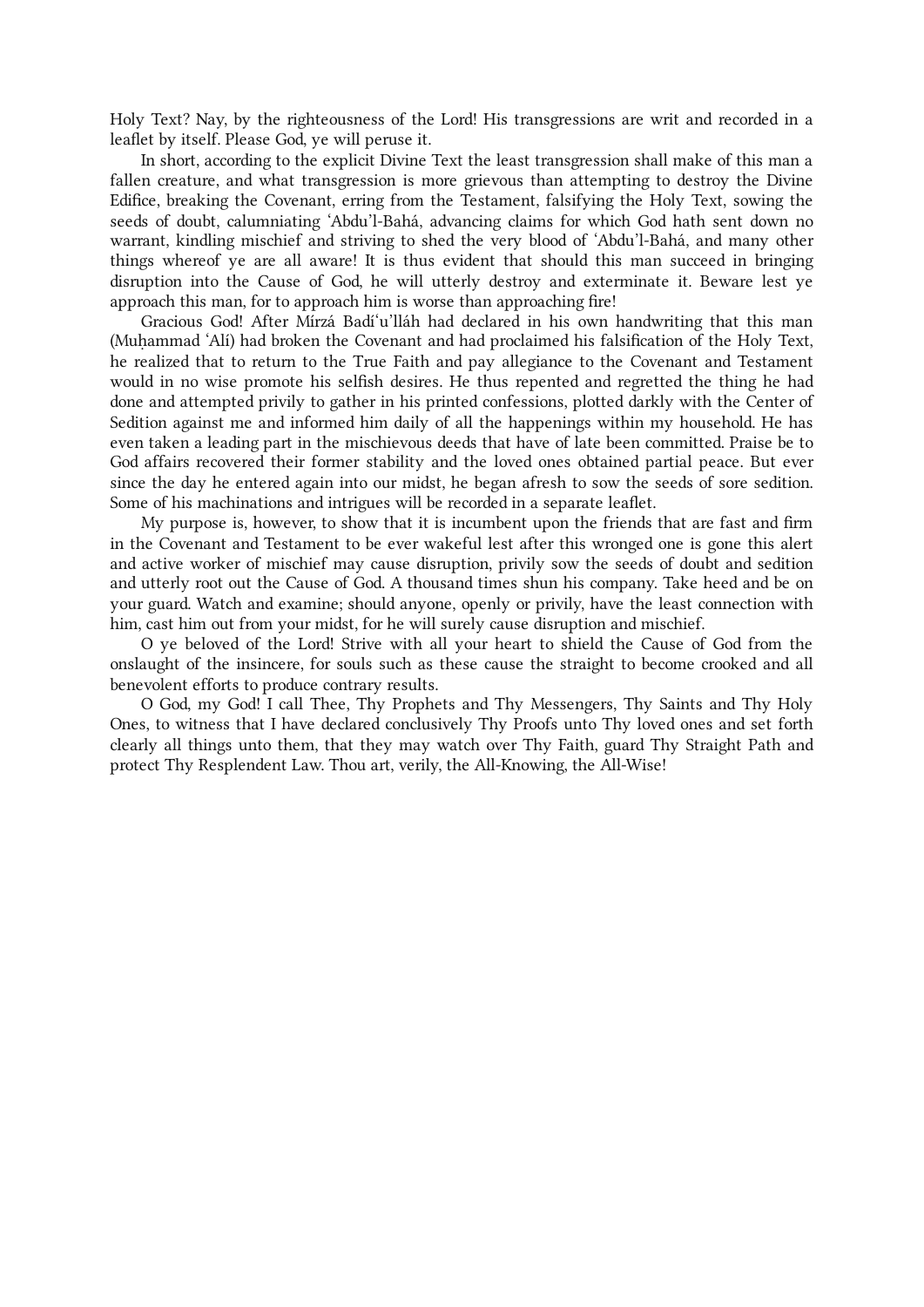Holy Text? Nay, by the righteousness of the Lord! His transgressions are writ and recorded in a leaflet by itself. Please God, ye will peruse it.

In short, according to the explicit Divine Text the least transgression shall make of this man a fallen creature, and what transgression is more grievous than attempting to destroy the Divine Edifice, breaking the Covenant, erring from the Testament, falsifying the Holy Text, sowing the seeds of doubt, calumniating ‘Abdu’l-Bahá, advancing claims for which God hath sent down no warrant, kindling mischief and striving to shed the very blood of ‘Abdu’l-Bahá, and many other things whereof ye are all aware! It is thus evident that should this man succeed in bringing disruption into the Cause of God, he will utterly destroy and exterminate it. Beware lest ye approach this man, for to approach him is worse than approaching fire!

Gracious God! After Mírzá Badí‘u’lláh had declared in his own handwriting that this man (Muḥammad ‘Alí) had broken the Covenant and had proclaimed his falsification of the Holy Text, he realized that to return to the True Faith and pay allegiance to the Covenant and Testament would in no wise promote his selfish desires. He thus repented and regretted the thing he had done and attempted privily to gather in his printed confessions, plotted darkly with the Center of Sedition against me and informed him daily of all the happenings within my household. He has even taken a leading part in the mischievous deeds that have of late been committed. Praise be to God affairs recovered their former stability and the loved ones obtained partial peace. But ever since the day he entered again into our midst, he began afresh to sow the seeds of sore sedition. Some of his machinations and intrigues will be recorded in a separate leaflet.

My purpose is, however, to show that it is incumbent upon the friends that are fast and firm in the Covenant and Testament to be ever wakeful lest after this wronged one is gone this alert and active worker of mischief may cause disruption, privily sow the seeds of doubt and sedition and utterly root out the Cause of God. A thousand times shun his company. Take heed and be on your guard. Watch and examine; should anyone, openly or privily, have the least connection with him, cast him out from your midst, for he will surely cause disruption and mischief.

O ye beloved of the Lord! Strive with all your heart to shield the Cause of God from the onslaught of the insincere, for souls such as these cause the straight to become crooked and all benevolent efforts to produce contrary results.

O God, my God! I call Thee, Thy Prophets and Thy Messengers, Thy Saints and Thy Holy Ones, to witness that I have declared conclusively Thy Proofs unto Thy loved ones and set forth clearly all things unto them, that they may watch over Thy Faith, guard Thy Straight Path and protect Thy Resplendent Law. Thou art, verily, the All-Knowing, the All-Wise!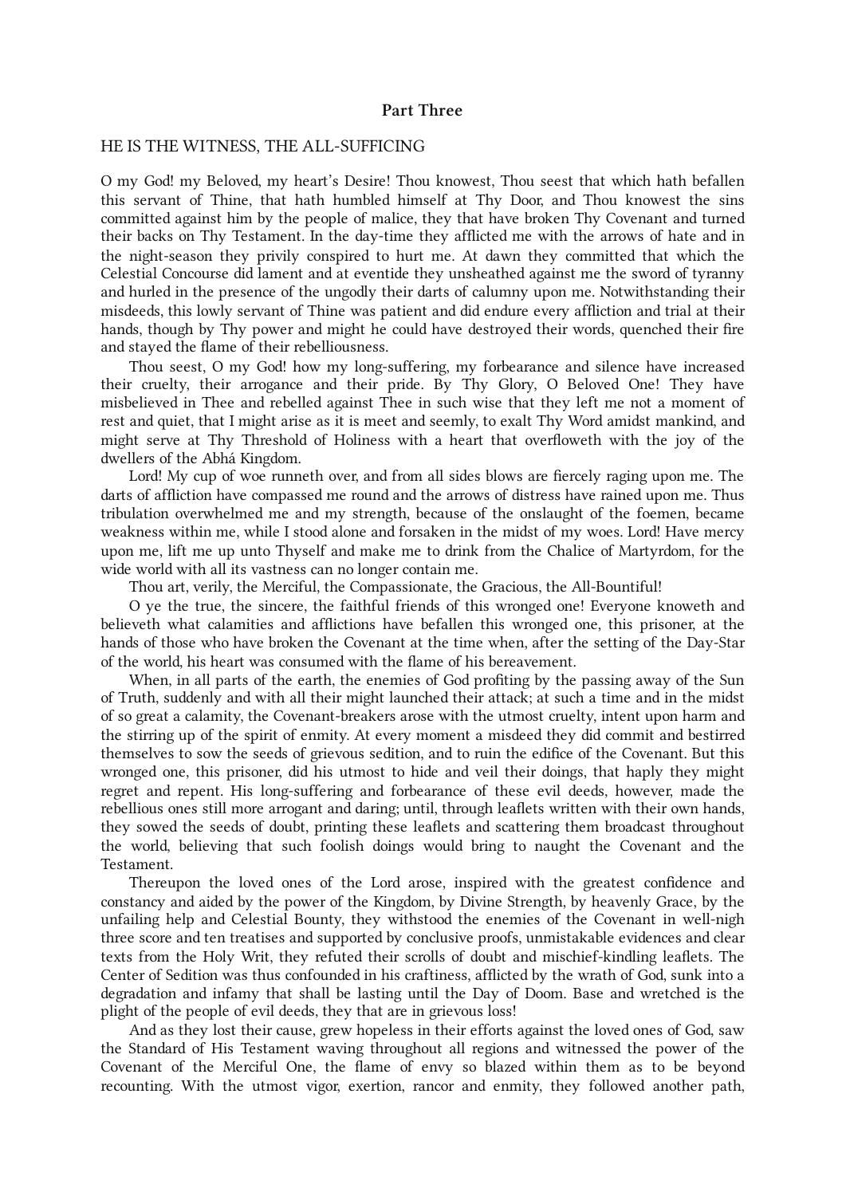## Part Three

HE IS THE WITNESS, THE ALL-SUFFICING

O my God! my Beloved, my heart's Desire! Thou knowest, Thou seest that which hath befallen this servant of Thine, that hath humbled himself at Thy Door, and Thou knowest the sins committed against him by the people of malice, they that have broken Thy Covenant and turned their backs on Thy Testament. In the day-time they afflicted me with the arrows of hate and in the night-season they privily conspired to hurt me. At dawn they committed that which the Celestial Concourse did lament and at eventide they unsheathed against me the sword of tyranny and hurled in the presence of the ungodly their darts of calumny upon me. Notwithstanding their misdeeds, this lowly servant of Thine was patient and did endure every affliction and trial at their hands, though by Thy power and might he could have destroyed their words, quenched their fire and stayed the flame of their rebelliousness.

Thou seest, O my God! how my long-suffering, my forbearance and silence have increased their cruelty, their arrogance and their pride. By Thy Glory, O Beloved One! They have misbelieved in Thee and rebelled against Thee in such wise that they left me not a moment of rest and quiet, that I might arise as it is meet and seemly, to exalt Thy Word amidst mankind, and might serve at Thy Threshold of Holiness with a heart that overfloweth with the joy of the dwellers of the Abhá Kingdom.

Lord! My cup of woe runneth over, and from all sides blows are fiercely raging upon me. The darts of affliction have compassed me round and the arrows of distress have rained upon me. Thus tribulation overwhelmed me and my strength, because of the onslaught of the foemen, became weakness within me, while I stood alone and forsaken in the midst of my woes. Lord! Have mercy upon me, lift me up unto Thyself and make me to drink from the Chalice of Martyrdom, for the wide world with all its vastness can no longer contain me.

Thou art, verily, the Merciful, the Compassionate, the Gracious, the All-Bountiful!

O ye the true, the sincere, the faithful friends of this wronged one! Everyone knoweth and believeth what calamities and afflictions have befallen this wronged one, this prisoner, at the hands of those who have broken the Covenant at the time when, after the setting of the Day-Star of the world, his heart was consumed with the flame of his bereavement.

When, in all parts of the earth, the enemies of God profiting by the passing away of the Sun of Truth, suddenly and with all their might launched their attack; at such a time and in the midst of so great a calamity, the Covenant-breakers arose with the utmost cruelty, intent upon harm and the stirring up of the spirit of enmity. At every moment a misdeed they did commit and bestirred themselves to sow the seeds of grievous sedition, and to ruin the edifice of the Covenant. But this wronged one, this prisoner, did his utmost to hide and veil their doings, that haply they might regret and repent. His long-suffering and forbearance of these evil deeds, however, made the rebellious ones still more arrogant and daring; until, through leaflets written with their own hands, they sowed the seeds of doubt, printing these leaflets and scattering them broadcast throughout the world, believing that such foolish doings would bring to naught the Covenant and the Testament.

Thereupon the loved ones of the Lord arose, inspired with the greatest confidence and constancy and aided by the power of the Kingdom, by Divine Strength, by heavenly Grace, by the unfailing help and Celestial Bounty, they withstood the enemies of the Covenant in well-nigh three score and ten treatises and supported by conclusive proofs, unmistakable evidences and clear texts from the Holy Writ, they refuted their scrolls of doubt and mischief-kindling leaflets. The Center of Sedition was thus confounded in his craftiness, afflicted by the wrath of God, sunk into a degradation and infamy that shall be lasting until the Day of Doom. Base and wretched is the plight of the people of evil deeds, they that are in grievous loss!

And as they lost their cause, grew hopeless in their efforts against the loved ones of God, saw the Standard of His Testament waving throughout all regions and witnessed the power of the Covenant of the Merciful One, the flame of envy so blazed within them as to be beyond recounting. With the utmost vigor, exertion, rancor and enmity, they followed another path,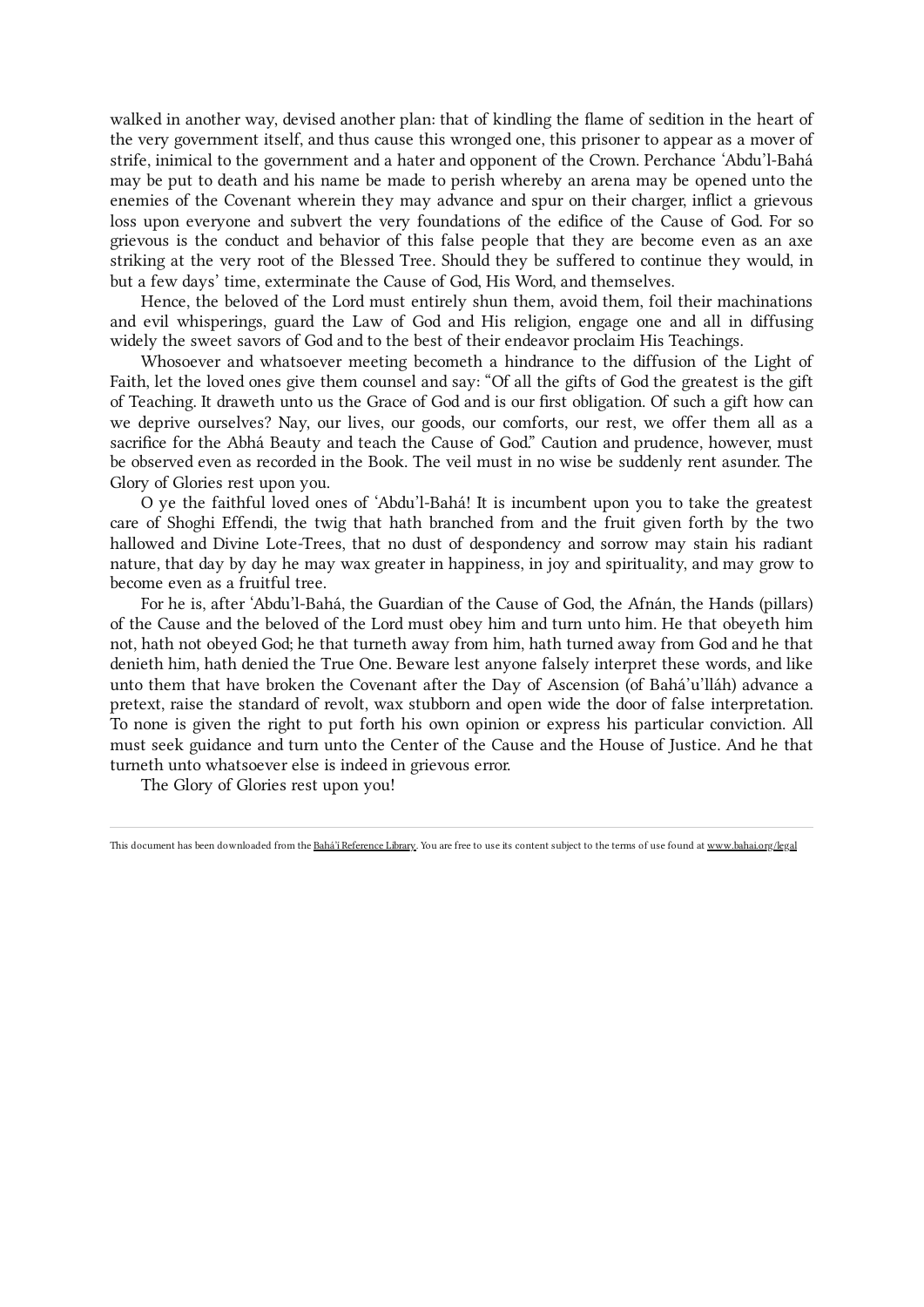walked in another way, devised another plan: that of kindling the flame of sedition in the heart of the very government itself, and thus cause this wronged one, this prisoner to appear as a mover of strife, inimical to the government and a hater and opponent of the Crown. Perchance ‘Abdu’l-Bahá may be put to death and his name be made to perish whereby an arena may be opened unto the enemies of the Covenant wherein they may advance and spur on their charger, inflict a grievous loss upon everyone and subvert the very foundations of the edifice of the Cause of God. For so grievous is the conduct and behavior of this false people that they are become even as an axe striking at the very root of the Blessed Tree. Should they be suffered to continue they would, in but a few days’ time, exterminate the Cause of God, His Word, and themselves.

Hence, the beloved of the Lord must entirely shun them, avoid them, foil their machinations and evil whisperings, guard the Law of God and His religion, engage one and all in diffusing widely the sweet savors of God and to the best of their endeavor proclaim His Teachings.

Whosoever and whatsoever meeting becometh a hindrance to the diffusion of the Light of Faith, let the loved ones give them counsel and say: “Of all the gifts of God the greatest is the gift of Teaching. It draweth unto us the Grace of God and is our first obligation. Of such a gift how can we deprive ourselves? Nay, our lives, our goods, our comforts, our rest, we offer them all as a sacrifice for the Abhá Beauty and teach the Cause of God.” Caution and prudence, however, must be observed even as recorded in the Book. The veil must in no wise be suddenly rent asunder. The Glory of Glories rest upon you.

O ye the faithful loved ones of ‘Abdu’l-Bahá! It is incumbent upon you to take the greatest care of Shoghi Effendi, the twig that hath branched from and the fruit given forth by the two hallowed and Divine Lote-Trees, that no dust of despondency and sorrow may stain his radiant nature, that day by day he may wax greater in happiness, in joy and spirituality, and may grow to become even as a fruitful tree.

For he is, after ‘Abdu’l-Bahá, the Guardian of the Cause of God, the Afnán, the Hands (pillars) of the Cause and the beloved of the Lord must obey him and turn unto him. He that obeyeth him not, hath not obeyed God; he that turneth away from him, hath turned away from God and he that denieth him, hath denied the True One. Beware lest anyone falsely interpret these words, and like unto them that have broken the Covenant after the Day of Ascension (of Bahá’u’lláh) advance a pretext, raise the standard of revolt, wax stubborn and open wide the door of false interpretation. To none is given the right to put forth his own opinion or express his particular conviction. All must seek guidance and turn unto the Center of the Cause and the House of Justice. And he that turneth unto whatsoever else is indeed in grievous error.

The Glory of Glories rest upon you!

This document has been downloaded from the Bahá’í Reference Library. You are free to use its content subject to the terms of use found at www.bahai.org/legal